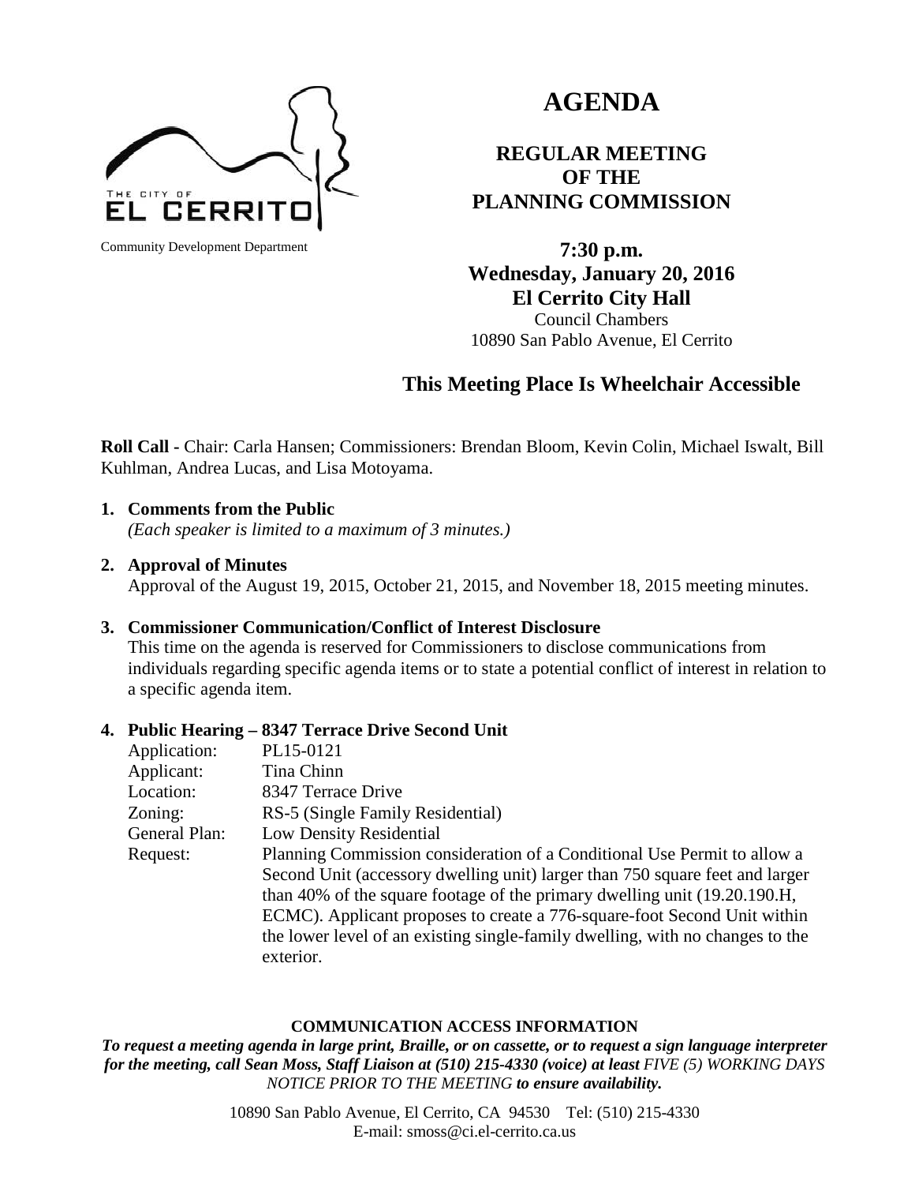THE CITY OF EL CERRITO

Community Development Department

# AGENDA

## REGULAR MEETING OF THE PLANNING COMMISSION

**7:30 p.m.**
**Wednesday, January 20, 2016**
**El Cerrito City Hall**
Council Chambers
10890 San Pablo Avenue, El Cerrito

### This Meeting Place Is Wheelchair Accessible

**Roll Call -** Chair: Carla Hansen; Commissioners: Brendan Bloom, Kevin Colin, Michael Iswalt, Bill Kuhlman, Andrea Lucas, and Lisa Motoyama.

1. **Comments from the Public**
   *(Each speaker is limited to a maximum of 3 minutes.)*

2. **Approval of Minutes**
   Approval of the August 19, 2015, October 21, 2015, and November 18, 2015 meeting minutes.

3. **Commissioner Communication/Conflict of Interest Disclosure**
   This time on the agenda is reserved for Commissioners to disclose communications from individuals regarding specific agenda items or to state a potential conflict of interest in relation to a specific agenda item.

4. **Public Hearing – 8347 Terrace Drive Second Unit**

| | |
|---|---|
| Application: | PL15-0121 |
| Applicant: | Tina Chinn |
| Location: | 8347 Terrace Drive |
| Zoning: | RS-5 (Single Family Residential) |
| General Plan: | Low Density Residential |
| Request: | Planning Commission consideration of a Conditional Use Permit to allow a Second Unit (accessory dwelling unit) larger than 750 square feet and larger than 40% of the square footage of the primary dwelling unit (19.20.190.H, ECMC). Applicant proposes to create a 776-square-foot Second Unit within the lower level of an existing single-family dwelling, with no changes to the exterior. |

**COMMUNICATION ACCESS INFORMATION**

***To request a meeting agenda in large print, Braille, or on cassette, or to request a sign language interpreter for the meeting, call Sean Moss, Staff Liaison at (510) 215-4330 (voice) at least** FIVE (5) WORKING DAYS NOTICE PRIOR TO THE MEETING **to ensure availability.***

10890 San Pablo Avenue, El Cerrito, CA 94530 Tel: (510) 215-4330
E-mail: smoss@ci.el-cerrito.ca.us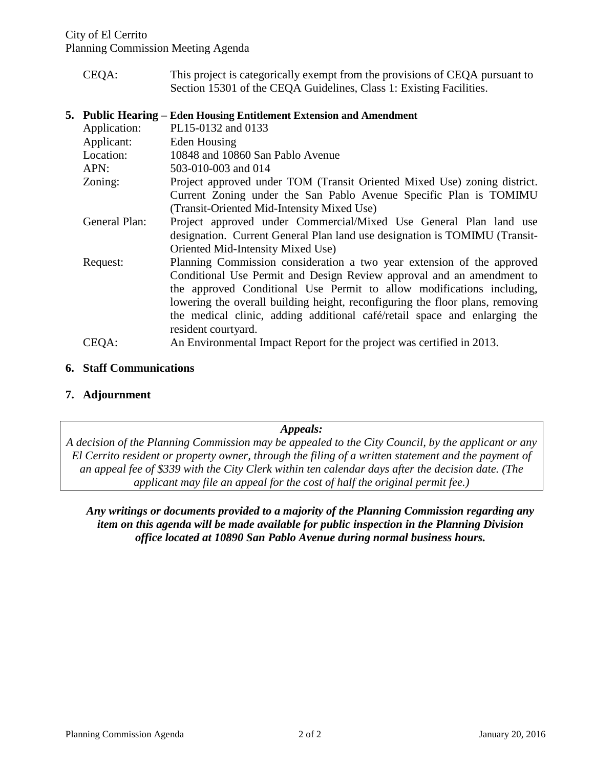CEQA: This project is categorically exempt from the provisions of CEQA pursuant to Section 15301 of the CEQA Guidelines, Class 1: Existing Facilities.

**5. Public Hearing – Eden Housing Entitlement Extension and Amendment**

| | |
|---|---|
| Application: | PL15-0132 and 0133 |
| Applicant: | Eden Housing |
| Location: | 10848 and 10860 San Pablo Avenue |
| APN: | 503-010-003 and 014 |
| Zoning: | Project approved under TOM (Transit Oriented Mixed Use) zoning district. Current Zoning under the San Pablo Avenue Specific Plan is TOMIMU (Transit-Oriented Mid-Intensity Mixed Use) |
| General Plan: | Project approved under Commercial/Mixed Use General Plan land use designation. Current General Plan land use designation is TOMIMU (Transit-Oriented Mid-Intensity Mixed Use) |
| Request: | Planning Commission consideration a two year extension of the approved Conditional Use Permit and Design Review approval and an amendment to the approved Conditional Use Permit to allow modifications including, lowering the overall building height, reconfiguring the floor plans, removing the medical clinic, adding additional café/retail space and enlarging the resident courtyard. |
| CEQA: | An Environmental Impact Report for the project was certified in 2013. |

**6. Staff Communications**

**7. Adjournment**

***Appeals:***

*A decision of the Planning Commission may be appealed to the City Council, by the applicant or any El Cerrito resident or property owner, through the filing of a written statement and the payment of an appeal fee of $339 with the City Clerk within ten calendar days after the decision date. (The applicant may file an appeal for the cost of half the original permit fee.)*

***Any writings or documents provided to a majority of the Planning Commission regarding any item on this agenda will be made available for public inspection in the Planning Division office located at 10890 San Pablo Avenue during normal business hours.***